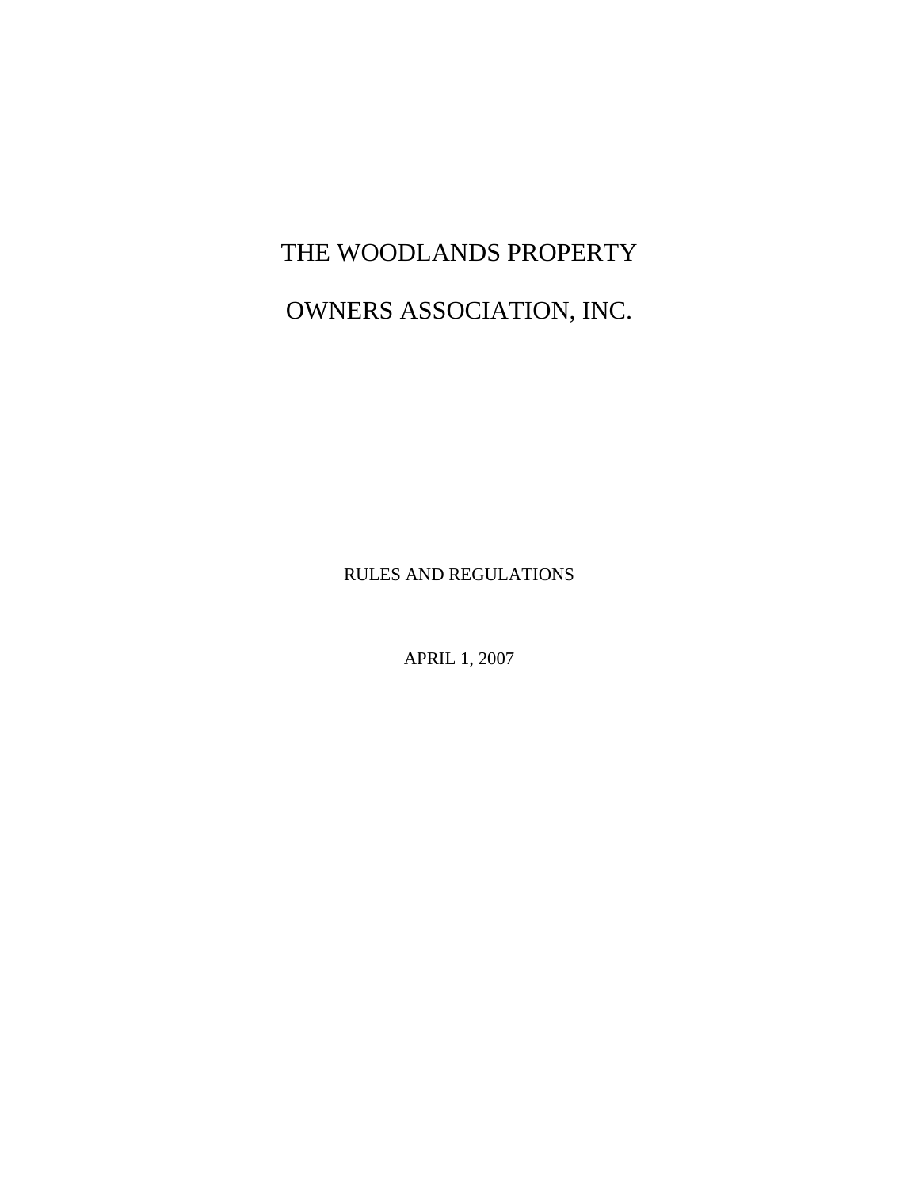# THE WOODLANDS PROPERTY OWNERS ASSOCIATION, INC.

RULES AND REGULATIONS

APRIL 1, 2007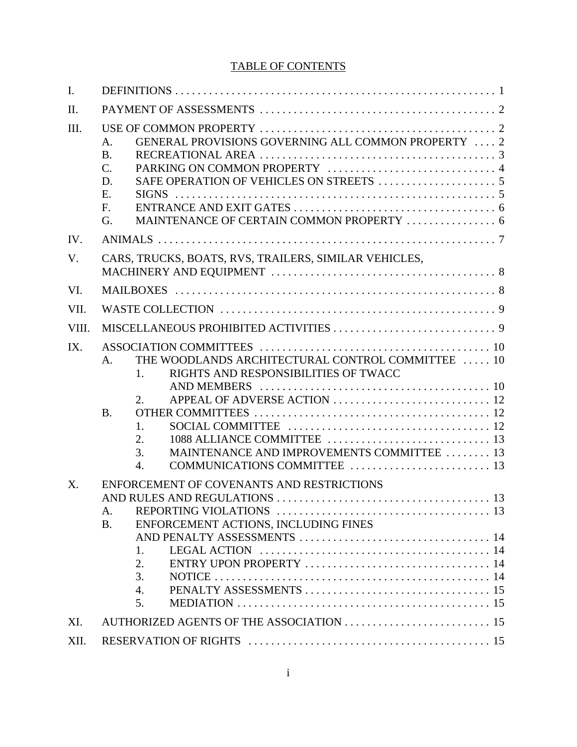# TABLE OF CONTENTS

I. DEFINITIONS . . . . . . . . . . 1

II. PAYMENT OF ASSESSMENTS . . . . . . . . . . 2

III. USE OF COMMON PROPERTY . . . . . . . . . . 2
- A. GENERAL PROVISIONS GOVERNING ALL COMMON PROPERTY . . . . 2
- B. RECREATIONAL AREA . . . . . . . . . . 3
- C. PARKING ON COMMON PROPERTY . . . . . . . . . . 4
- D. SAFE OPERATION OF VEHICLES ON STREETS . . . . . . . . . . 5
- E. SIGNS . . . . . . . . . . 5
- F. ENTRANCE AND EXIT GATES . . . . . . . . . . 6
- G. MAINTENANCE OF CERTAIN COMMON PROPERTY . . . . . . . . . . 6

IV. ANIMALS . . . . . . . . . . 7

V. CARS, TRUCKS, BOATS, RVS, TRAILERS, SIMILAR VEHICLES, MACHINERY AND EQUIPMENT . . . . . . . . . . 8

VI. MAILBOXES . . . . . . . . . . 8

VII. WASTE COLLECTION . . . . . . . . . . 9

VIII. MISCELLANEOUS PROHIBITED ACTIVITIES . . . . . . . . . . 9

IX. ASSOCIATION COMMITTEES . . . . . . . . . . 10
- A. THE WOODLANDS ARCHITECTURAL CONTROL COMMITTEE . . . . . 10
  1. RIGHTS AND RESPONSIBILITIES OF TWACC AND MEMBERS . . . . . . . . . . 10
  2. APPEAL OF ADVERSE ACTION . . . . . . . . . . 12
- B. OTHER COMMITTEES . . . . . . . . . . 12
  1. SOCIAL COMMITTEE . . . . . . . . . . 12
  2. 1088 ALLIANCE COMMITTEE . . . . . . . . . . 13
  3. MAINTENANCE AND IMPROVEMENTS COMMITTEE . . . . . . . . 13
  4. COMMUNICATIONS COMMITTEE . . . . . . . . . . 13

X. ENFORCEMENT OF COVENANTS AND RESTRICTIONS AND RULES AND REGULATIONS . . . . . . . . . . 13
- A. REPORTING VIOLATIONS . . . . . . . . . . 13
- B. ENFORCEMENT ACTIONS, INCLUDING FINES AND PENALTY ASSESSMENTS . . . . . . . . . . 14
  1. LEGAL ACTION . . . . . . . . . . 14
  2. ENTRY UPON PROPERTY . . . . . . . . . . 14
  3. NOTICE . . . . . . . . . . 14
  4. PENALTY ASSESSMENTS . . . . . . . . . . 15
  5. MEDIATION . . . . . . . . . . 15

XI. AUTHORIZED AGENTS OF THE ASSOCIATION . . . . . . . . . . 15

XII. RESERVATION OF RIGHTS . . . . . . . . . . 15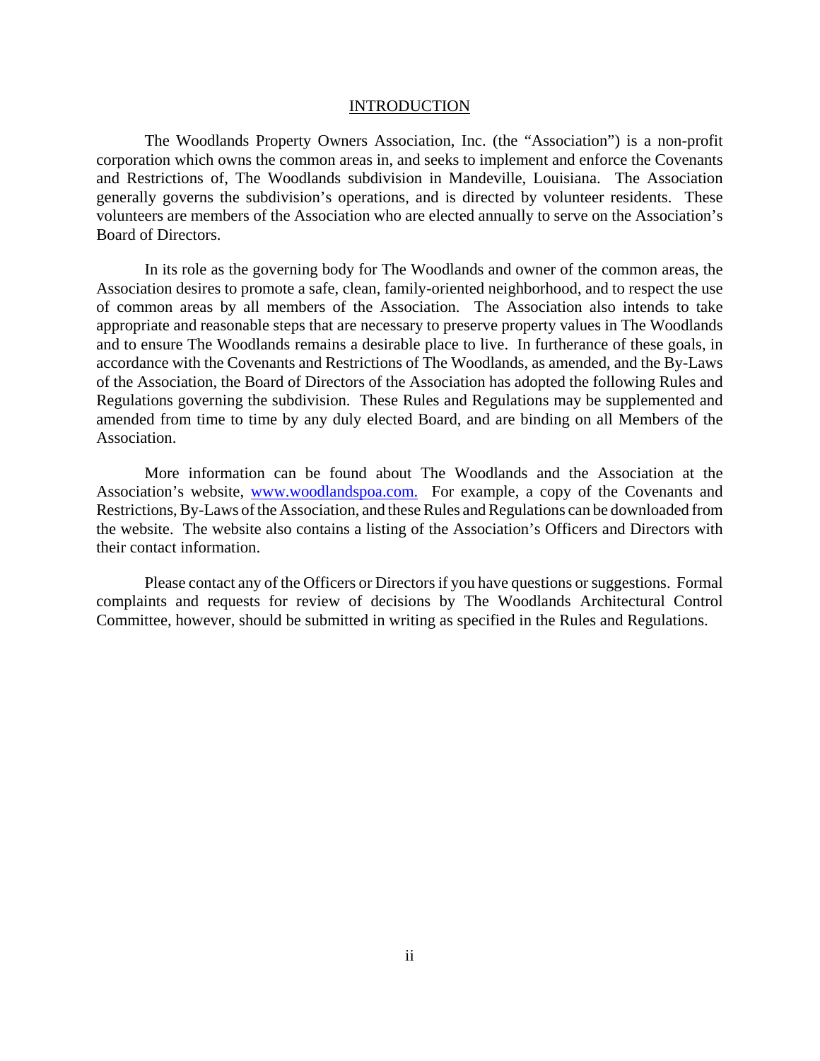# INTRODUCTION

The Woodlands Property Owners Association, Inc. (the "Association") is a non-profit corporation which owns the common areas in, and seeks to implement and enforce the Covenants and Restrictions of, The Woodlands subdivision in Mandeville, Louisiana. The Association generally governs the subdivision's operations, and is directed by volunteer residents. These volunteers are members of the Association who are elected annually to serve on the Association's Board of Directors.

In its role as the governing body for The Woodlands and owner of the common areas, the Association desires to promote a safe, clean, family-oriented neighborhood, and to respect the use of common areas by all members of the Association. The Association also intends to take appropriate and reasonable steps that are necessary to preserve property values in The Woodlands and to ensure The Woodlands remains a desirable place to live. In furtherance of these goals, in accordance with the Covenants and Restrictions of The Woodlands, as amended, and the By-Laws of the Association, the Board of Directors of the Association has adopted the following Rules and Regulations governing the subdivision. These Rules and Regulations may be supplemented and amended from time to time by any duly elected Board, and are binding on all Members of the Association.

More information can be found about The Woodlands and the Association at the Association's website, [www.woodlandspoa.com.](http://www.woodlandspoa.com) For example, a copy of the Covenants and Restrictions, By-Laws of the Association, and these Rules and Regulations can be downloaded from the website. The website also contains a listing of the Association's Officers and Directors with their contact information.

Please contact any of the Officers or Directors if you have questions or suggestions. Formal complaints and requests for review of decisions by The Woodlands Architectural Control Committee, however, should be submitted in writing as specified in the Rules and Regulations.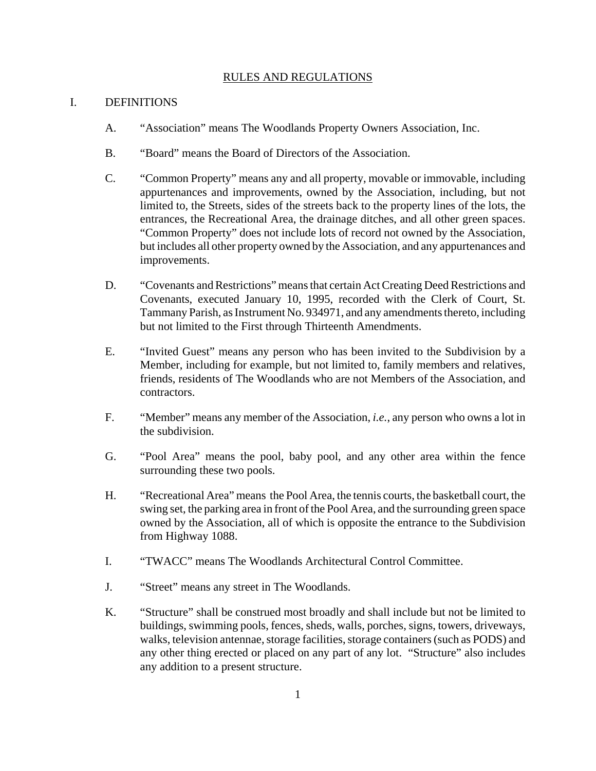# RULES AND REGULATIONS

## I. DEFINITIONS

A. "Association" means The Woodlands Property Owners Association, Inc.

B. "Board" means the Board of Directors of the Association.

C. "Common Property" means any and all property, movable or immovable, including appurtenances and improvements, owned by the Association, including, but not limited to, the Streets, sides of the streets back to the property lines of the lots, the entrances, the Recreational Area, the drainage ditches, and all other green spaces. "Common Property" does not include lots of record not owned by the Association, but includes all other property owned by the Association, and any appurtenances and improvements.

D. "Covenants and Restrictions" means that certain Act Creating Deed Restrictions and Covenants, executed January 10, 1995, recorded with the Clerk of Court, St. Tammany Parish, as Instrument No. 934971, and any amendments thereto, including but not limited to the First through Thirteenth Amendments.

E. "Invited Guest" means any person who has been invited to the Subdivision by a Member, including for example, but not limited to, family members and relatives, friends, residents of The Woodlands who are not Members of the Association, and contractors.

F. "Member" means any member of the Association, *i.e.*, any person who owns a lot in the subdivision.

G. "Pool Area" means the pool, baby pool, and any other area within the fence surrounding these two pools.

H. "Recreational Area" means the Pool Area, the tennis courts, the basketball court, the swing set, the parking area in front of the Pool Area, and the surrounding green space owned by the Association, all of which is opposite the entrance to the Subdivision from Highway 1088.

I. "TWACC" means The Woodlands Architectural Control Committee.

J. "Street" means any street in The Woodlands.

K. "Structure" shall be construed most broadly and shall include but not be limited to buildings, swimming pools, fences, sheds, walls, porches, signs, towers, driveways, walks, television antennae, storage facilities, storage containers (such as PODS) and any other thing erected or placed on any part of any lot. "Structure" also includes any addition to a present structure.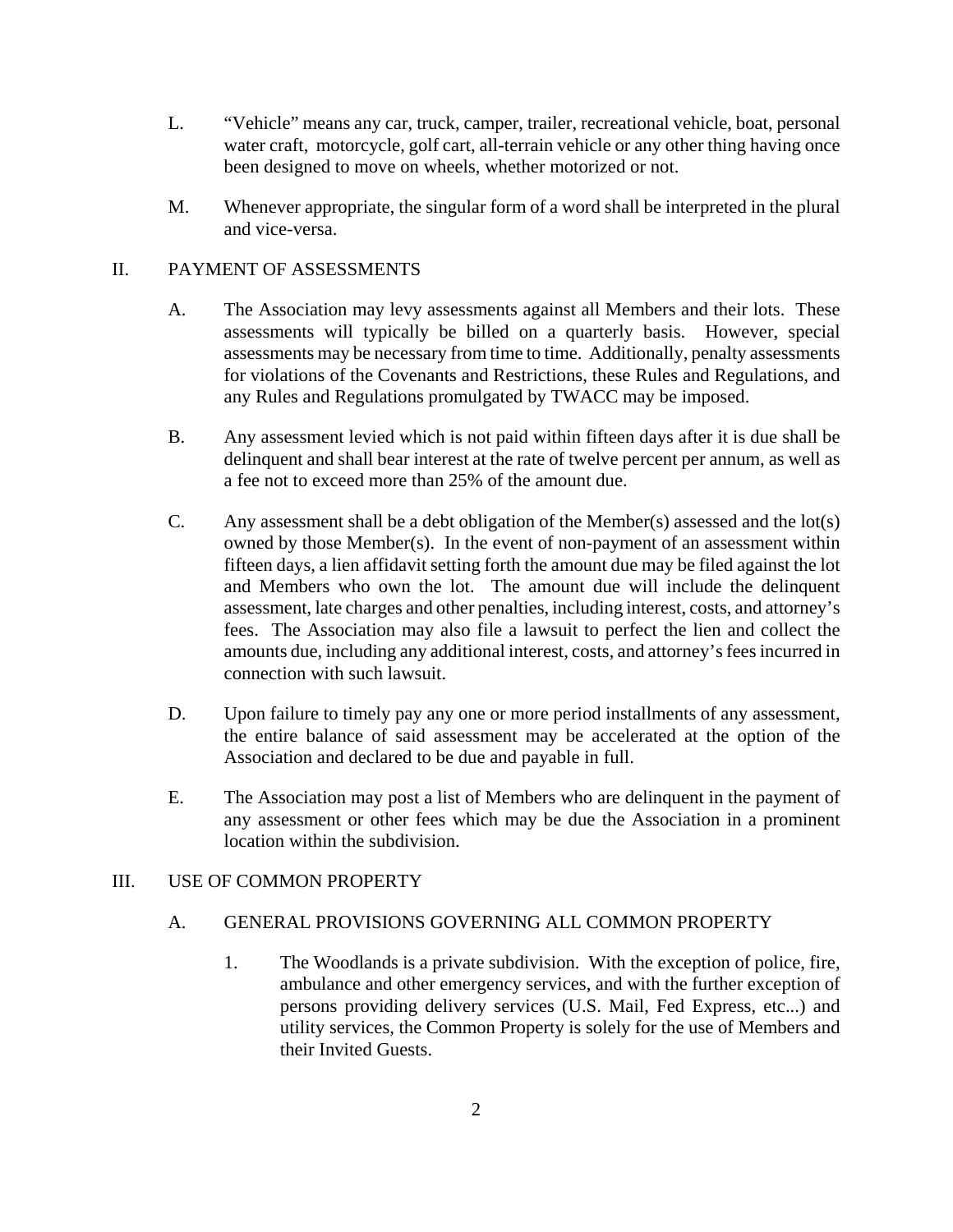L. "Vehicle" means any car, truck, camper, trailer, recreational vehicle, boat, personal water craft, motorcycle, golf cart, all-terrain vehicle or any other thing having once been designed to move on wheels, whether motorized or not.

M. Whenever appropriate, the singular form of a word shall be interpreted in the plural and vice-versa.

## II. PAYMENT OF ASSESSMENTS

A. The Association may levy assessments against all Members and their lots. These assessments will typically be billed on a quarterly basis. However, special assessments may be necessary from time to time. Additionally, penalty assessments for violations of the Covenants and Restrictions, these Rules and Regulations, and any Rules and Regulations promulgated by TWACC may be imposed.

B. Any assessment levied which is not paid within fifteen days after it is due shall be delinquent and shall bear interest at the rate of twelve percent per annum, as well as a fee not to exceed more than 25% of the amount due.

C. Any assessment shall be a debt obligation of the Member(s) assessed and the lot(s) owned by those Member(s). In the event of non-payment of an assessment within fifteen days, a lien affidavit setting forth the amount due may be filed against the lot and Members who own the lot. The amount due will include the delinquent assessment, late charges and other penalties, including interest, costs, and attorney's fees. The Association may also file a lawsuit to perfect the lien and collect the amounts due, including any additional interest, costs, and attorney's fees incurred in connection with such lawsuit.

D. Upon failure to timely pay any one or more period installments of any assessment, the entire balance of said assessment may be accelerated at the option of the Association and declared to be due and payable in full.

E. The Association may post a list of Members who are delinquent in the payment of any assessment or other fees which may be due the Association in a prominent location within the subdivision.

## III. USE OF COMMON PROPERTY

### A. GENERAL PROVISIONS GOVERNING ALL COMMON PROPERTY

1. The Woodlands is a private subdivision. With the exception of police, fire, ambulance and other emergency services, and with the further exception of persons providing delivery services (U.S. Mail, Fed Express, etc...) and utility services, the Common Property is solely for the use of Members and their Invited Guests.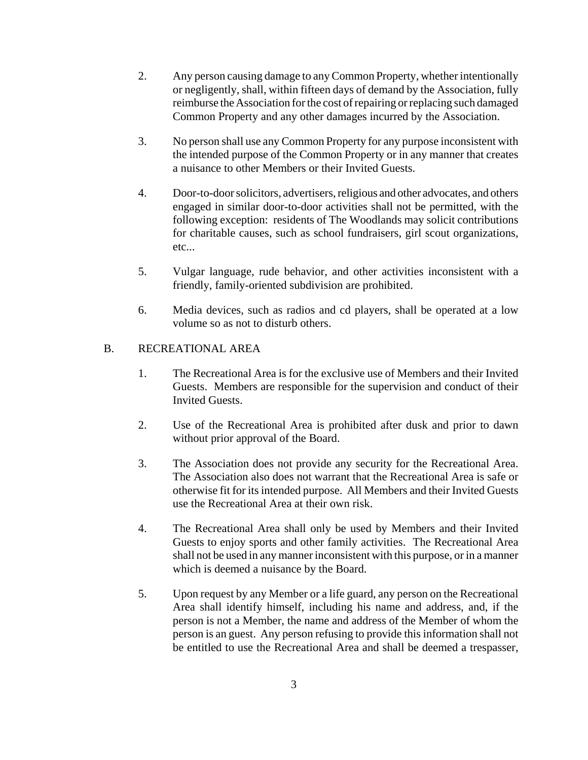2. Any person causing damage to any Common Property, whether intentionally or negligently, shall, within fifteen days of demand by the Association, fully reimburse the Association for the cost of repairing or replacing such damaged Common Property and any other damages incurred by the Association.

3. No person shall use any Common Property for any purpose inconsistent with the intended purpose of the Common Property or in any manner that creates a nuisance to other Members or their Invited Guests.

4. Door-to-door solicitors, advertisers, religious and other advocates, and others engaged in similar door-to-door activities shall not be permitted, with the following exception: residents of The Woodlands may solicit contributions for charitable causes, such as school fundraisers, girl scout organizations, etc...

5. Vulgar language, rude behavior, and other activities inconsistent with a friendly, family-oriented subdivision are prohibited.

6. Media devices, such as radios and cd players, shall be operated at a low volume so as not to disturb others.

B. RECREATIONAL AREA

1. The Recreational Area is for the exclusive use of Members and their Invited Guests. Members are responsible for the supervision and conduct of their Invited Guests.

2. Use of the Recreational Area is prohibited after dusk and prior to dawn without prior approval of the Board.

3. The Association does not provide any security for the Recreational Area. The Association also does not warrant that the Recreational Area is safe or otherwise fit for its intended purpose. All Members and their Invited Guests use the Recreational Area at their own risk.

4. The Recreational Area shall only be used by Members and their Invited Guests to enjoy sports and other family activities. The Recreational Area shall not be used in any manner inconsistent with this purpose, or in a manner which is deemed a nuisance by the Board.

5. Upon request by any Member or a life guard, any person on the Recreational Area shall identify himself, including his name and address, and, if the person is not a Member, the name and address of the Member of whom the person is an guest. Any person refusing to provide this information shall not be entitled to use the Recreational Area and shall be deemed a trespasser,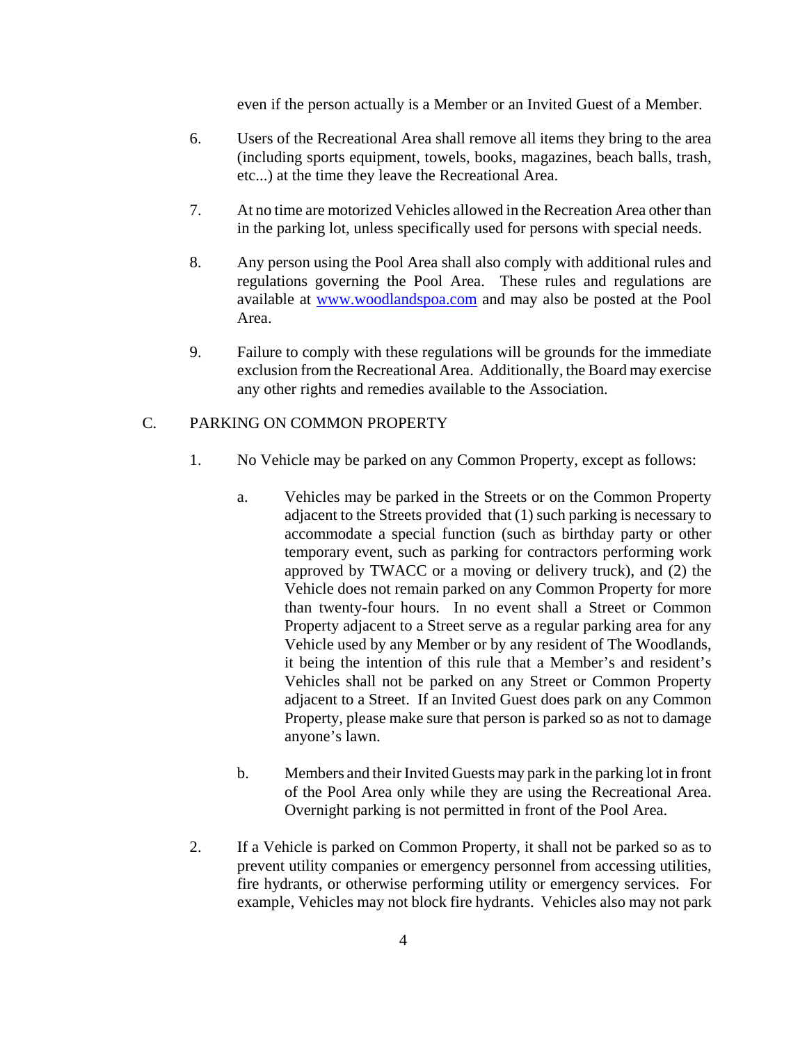even if the person actually is a Member or an Invited Guest of a Member.

6. Users of the Recreational Area shall remove all items they bring to the area (including sports equipment, towels, books, magazines, beach balls, trash, etc...) at the time they leave the Recreational Area.

7. At no time are motorized Vehicles allowed in the Recreation Area other than in the parking lot, unless specifically used for persons with special needs.

8. Any person using the Pool Area shall also comply with additional rules and regulations governing the Pool Area. These rules and regulations are available at [www.woodlandspoa.com](http://www.woodlandspoa.com) and may also be posted at the Pool Area.

9. Failure to comply with these regulations will be grounds for the immediate exclusion from the Recreational Area. Additionally, the Board may exercise any other rights and remedies available to the Association.

## C. PARKING ON COMMON PROPERTY

1. No Vehicle may be parked on any Common Property, except as follows:

   a. Vehicles may be parked in the Streets or on the Common Property adjacent to the Streets provided that (1) such parking is necessary to accommodate a special function (such as birthday party or other temporary event, such as parking for contractors performing work approved by TWACC or a moving or delivery truck), and (2) the Vehicle does not remain parked on any Common Property for more than twenty-four hours. In no event shall a Street or Common Property adjacent to a Street serve as a regular parking area for any Vehicle used by any Member or by any resident of The Woodlands, it being the intention of this rule that a Member's and resident's Vehicles shall not be parked on any Street or Common Property adjacent to a Street. If an Invited Guest does park on any Common Property, please make sure that person is parked so as not to damage anyone's lawn.

   b. Members and their Invited Guests may park in the parking lot in front of the Pool Area only while they are using the Recreational Area. Overnight parking is not permitted in front of the Pool Area.

2. If a Vehicle is parked on Common Property, it shall not be parked so as to prevent utility companies or emergency personnel from accessing utilities, fire hydrants, or otherwise performing utility or emergency services. For example, Vehicles may not block fire hydrants. Vehicles also may not park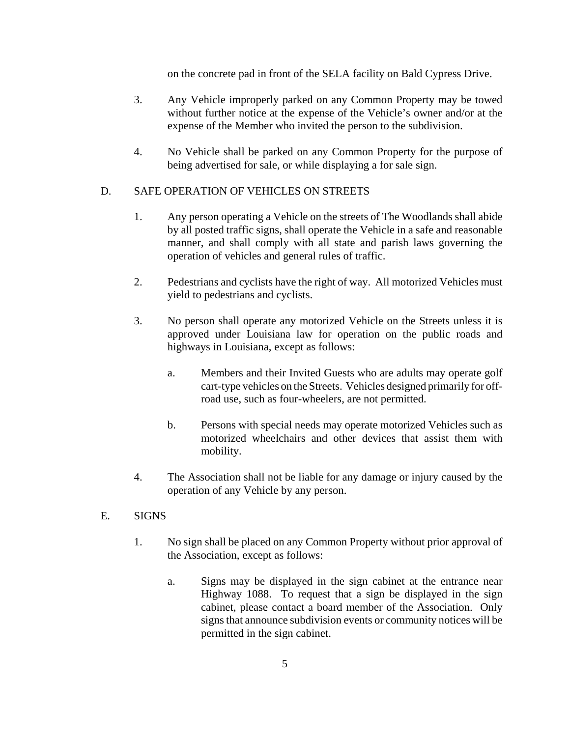on the concrete pad in front of the SELA facility on Bald Cypress Drive.

3. Any Vehicle improperly parked on any Common Property may be towed without further notice at the expense of the Vehicle's owner and/or at the expense of the Member who invited the person to the subdivision.

4. No Vehicle shall be parked on any Common Property for the purpose of being advertised for sale, or while displaying a for sale sign.

D. SAFE OPERATION OF VEHICLES ON STREETS

1. Any person operating a Vehicle on the streets of The Woodlands shall abide by all posted traffic signs, shall operate the Vehicle in a safe and reasonable manner, and shall comply with all state and parish laws governing the operation of vehicles and general rules of traffic.

2. Pedestrians and cyclists have the right of way. All motorized Vehicles must yield to pedestrians and cyclists.

3. No person shall operate any motorized Vehicle on the Streets unless it is approved under Louisiana law for operation on the public roads and highways in Louisiana, except as follows:

   a. Members and their Invited Guests who are adults may operate golf cart-type vehicles on the Streets. Vehicles designed primarily for off-road use, such as four-wheelers, are not permitted.

   b. Persons with special needs may operate motorized Vehicles such as motorized wheelchairs and other devices that assist them with mobility.

4. The Association shall not be liable for any damage or injury caused by the operation of any Vehicle by any person.

E. SIGNS

1. No sign shall be placed on any Common Property without prior approval of the Association, except as follows:

   a. Signs may be displayed in the sign cabinet at the entrance near Highway 1088. To request that a sign be displayed in the sign cabinet, please contact a board member of the Association. Only signs that announce subdivision events or community notices will be permitted in the sign cabinet.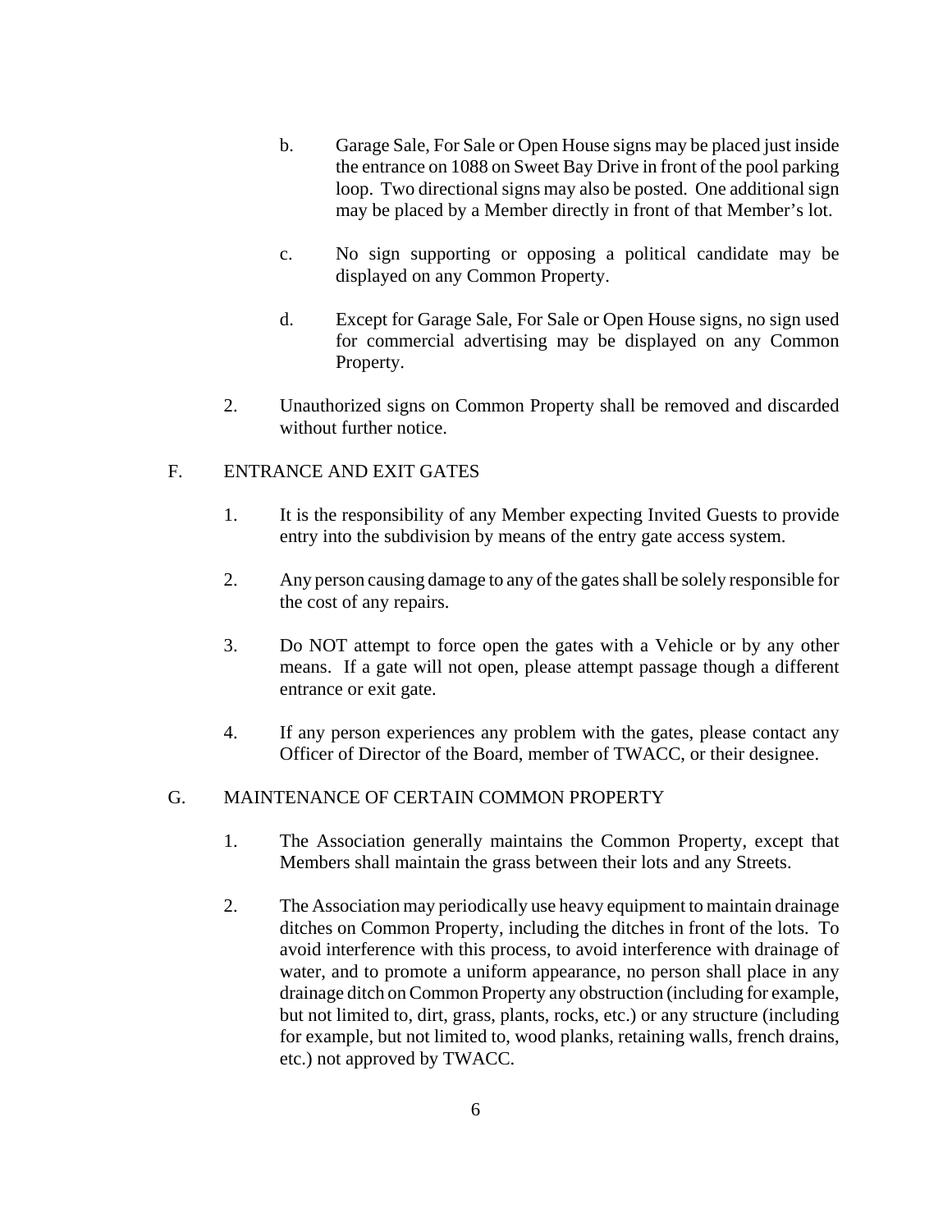b. Garage Sale, For Sale or Open House signs may be placed just inside the entrance on 1088 on Sweet Bay Drive in front of the pool parking loop. Two directional signs may also be posted. One additional sign may be placed by a Member directly in front of that Member's lot.

c. No sign supporting or opposing a political candidate may be displayed on any Common Property.

d. Except for Garage Sale, For Sale or Open House signs, no sign used for commercial advertising may be displayed on any Common Property.

2. Unauthorized signs on Common Property shall be removed and discarded without further notice.

## F. ENTRANCE AND EXIT GATES

1. It is the responsibility of any Member expecting Invited Guests to provide entry into the subdivision by means of the entry gate access system.

2. Any person causing damage to any of the gates shall be solely responsible for the cost of any repairs.

3. Do NOT attempt to force open the gates with a Vehicle or by any other means. If a gate will not open, please attempt passage though a different entrance or exit gate.

4. If any person experiences any problem with the gates, please contact any Officer of Director of the Board, member of TWACC, or their designee.

## G. MAINTENANCE OF CERTAIN COMMON PROPERTY

1. The Association generally maintains the Common Property, except that Members shall maintain the grass between their lots and any Streets.

2. The Association may periodically use heavy equipment to maintain drainage ditches on Common Property, including the ditches in front of the lots. To avoid interference with this process, to avoid interference with drainage of water, and to promote a uniform appearance, no person shall place in any drainage ditch on Common Property any obstruction (including for example, but not limited to, dirt, grass, plants, rocks, etc.) or any structure (including for example, but not limited to, wood planks, retaining walls, french drains, etc.) not approved by TWACC.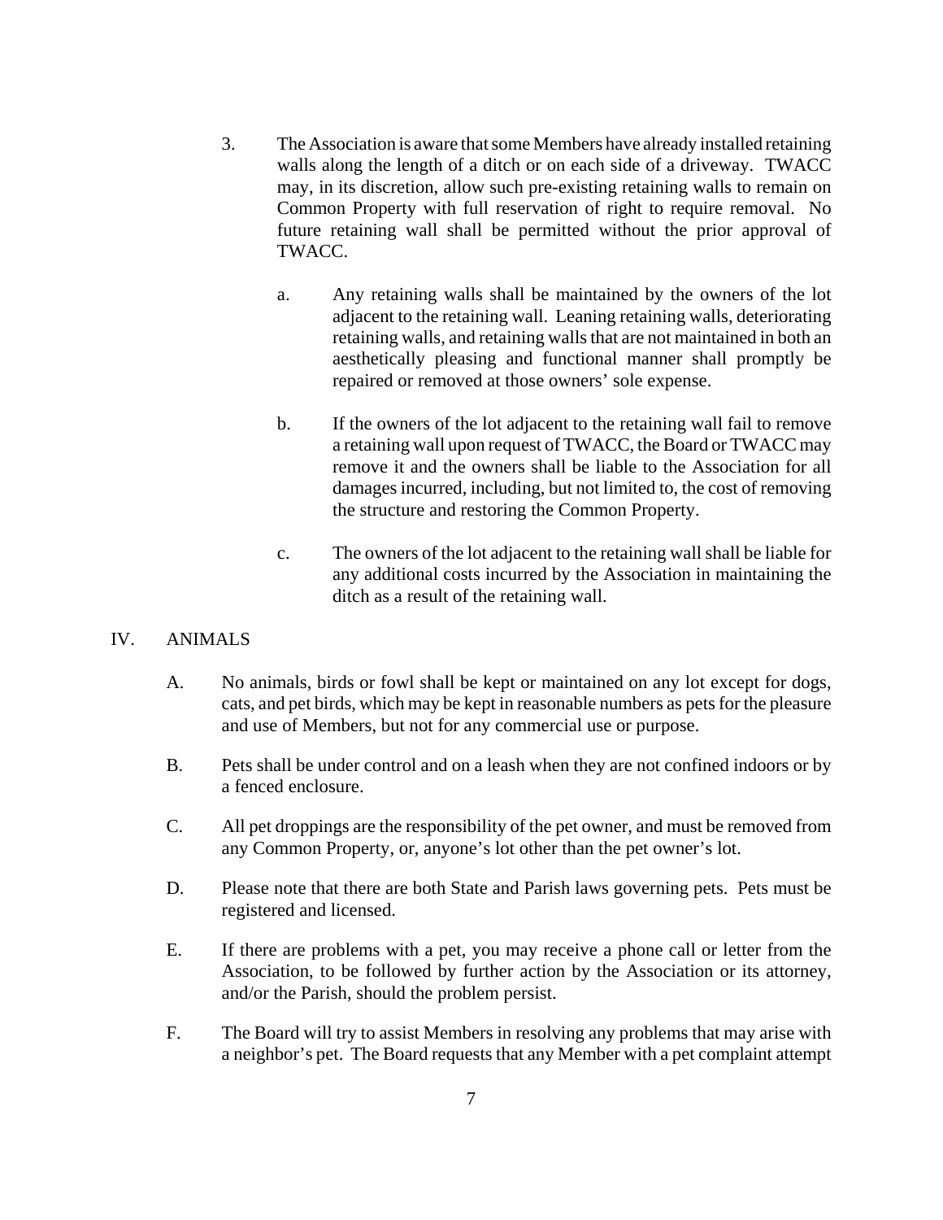3. The Association is aware that some Members have already installed retaining walls along the length of a ditch or on each side of a driveway. TWACC may, in its discretion, allow such pre-existing retaining walls to remain on Common Property with full reservation of right to require removal. No future retaining wall shall be permitted without the prior approval of TWACC.

   a. Any retaining walls shall be maintained by the owners of the lot adjacent to the retaining wall. Leaning retaining walls, deteriorating retaining walls, and retaining walls that are not maintained in both an aesthetically pleasing and functional manner shall promptly be repaired or removed at those owners' sole expense.

   b. If the owners of the lot adjacent to the retaining wall fail to remove a retaining wall upon request of TWACC, the Board or TWACC may remove it and the owners shall be liable to the Association for all damages incurred, including, but not limited to, the cost of removing the structure and restoring the Common Property.

   c. The owners of the lot adjacent to the retaining wall shall be liable for any additional costs incurred by the Association in maintaining the ditch as a result of the retaining wall.

## IV. ANIMALS

A. No animals, birds or fowl shall be kept or maintained on any lot except for dogs, cats, and pet birds, which may be kept in reasonable numbers as pets for the pleasure and use of Members, but not for any commercial use or purpose.

B. Pets shall be under control and on a leash when they are not confined indoors or by a fenced enclosure.

C. All pet droppings are the responsibility of the pet owner, and must be removed from any Common Property, or, anyone's lot other than the pet owner's lot.

D. Please note that there are both State and Parish laws governing pets. Pets must be registered and licensed.

E. If there are problems with a pet, you may receive a phone call or letter from the Association, to be followed by further action by the Association or its attorney, and/or the Parish, should the problem persist.

F. The Board will try to assist Members in resolving any problems that may arise with a neighbor's pet. The Board requests that any Member with a pet complaint attempt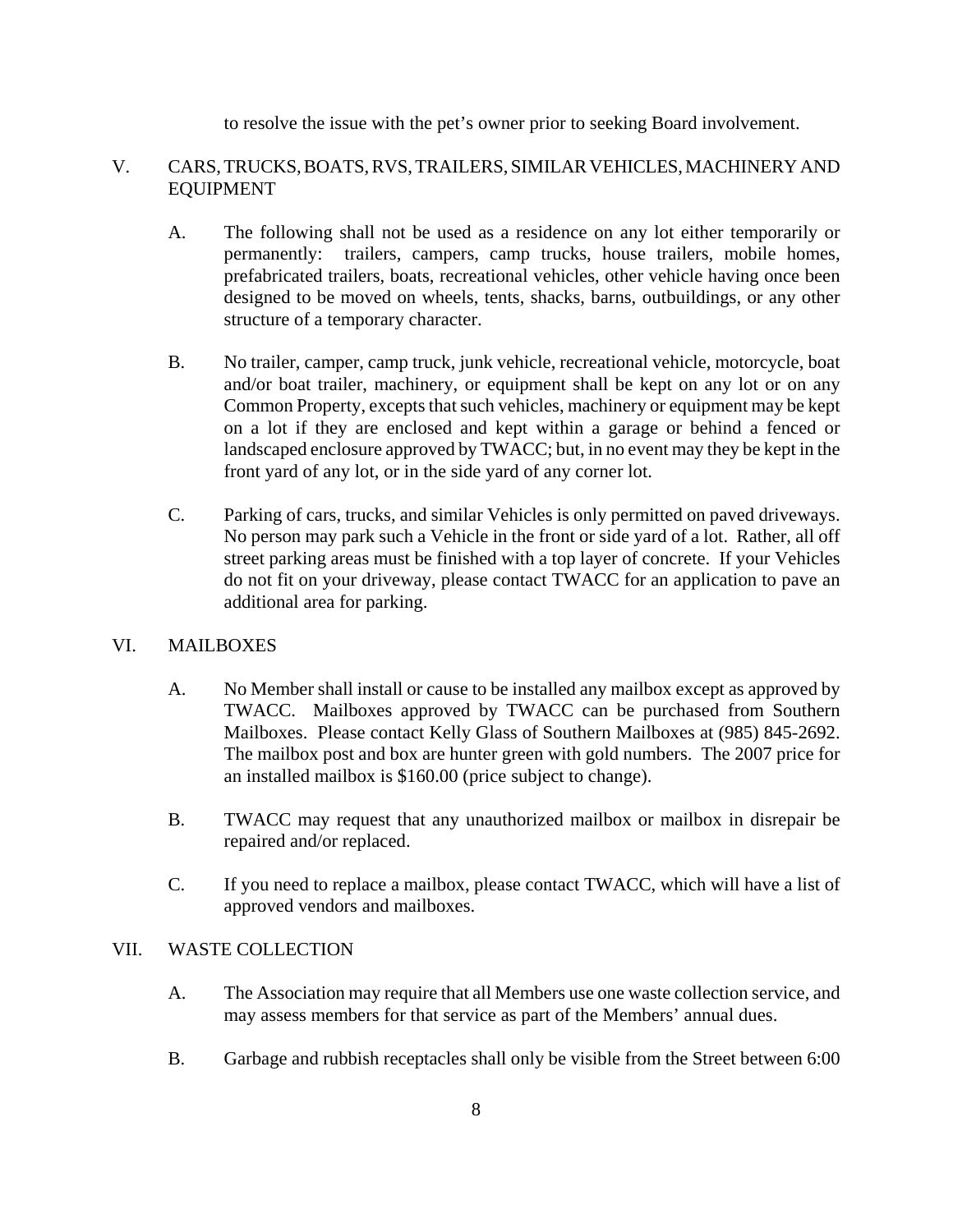to resolve the issue with the pet's owner prior to seeking Board involvement.

## V. CARS, TRUCKS, BOATS, RVS, TRAILERS, SIMILAR VEHICLES, MACHINERY AND EQUIPMENT

A. The following shall not be used as a residence on any lot either temporarily or permanently: trailers, campers, camp trucks, house trailers, mobile homes, prefabricated trailers, boats, recreational vehicles, other vehicle having once been designed to be moved on wheels, tents, shacks, barns, outbuildings, or any other structure of a temporary character.

B. No trailer, camper, camp truck, junk vehicle, recreational vehicle, motorcycle, boat and/or boat trailer, machinery, or equipment shall be kept on any lot or on any Common Property, excepts that such vehicles, machinery or equipment may be kept on a lot if they are enclosed and kept within a garage or behind a fenced or landscaped enclosure approved by TWACC; but, in no event may they be kept in the front yard of any lot, or in the side yard of any corner lot.

C. Parking of cars, trucks, and similar Vehicles is only permitted on paved driveways. No person may park such a Vehicle in the front or side yard of a lot. Rather, all off street parking areas must be finished with a top layer of concrete. If your Vehicles do not fit on your driveway, please contact TWACC for an application to pave an additional area for parking.

## VI. MAILBOXES

A. No Member shall install or cause to be installed any mailbox except as approved by TWACC. Mailboxes approved by TWACC can be purchased from Southern Mailboxes. Please contact Kelly Glass of Southern Mailboxes at (985) 845-2692. The mailbox post and box are hunter green with gold numbers. The 2007 price for an installed mailbox is $160.00 (price subject to change).

B. TWACC may request that any unauthorized mailbox or mailbox in disrepair be repaired and/or replaced.

C. If you need to replace a mailbox, please contact TWACC, which will have a list of approved vendors and mailboxes.

## VII. WASTE COLLECTION

A. The Association may require that all Members use one waste collection service, and may assess members for that service as part of the Members' annual dues.

B. Garbage and rubbish receptacles shall only be visible from the Street between 6:00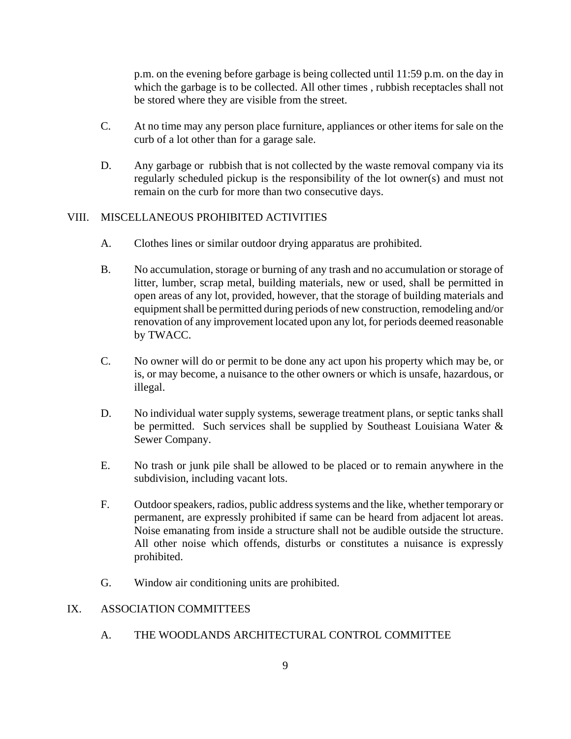p.m. on the evening before garbage is being collected until 11:59 p.m. on the day in which the garbage is to be collected. All other times , rubbish receptacles shall not be stored where they are visible from the street.

C. At no time may any person place furniture, appliances or other items for sale on the curb of a lot other than for a garage sale.

D. Any garbage or rubbish that is not collected by the waste removal company via its regularly scheduled pickup is the responsibility of the lot owner(s) and must not remain on the curb for more than two consecutive days.

## VIII. MISCELLANEOUS PROHIBITED ACTIVITIES

A. Clothes lines or similar outdoor drying apparatus are prohibited.

B. No accumulation, storage or burning of any trash and no accumulation or storage of litter, lumber, scrap metal, building materials, new or used, shall be permitted in open areas of any lot, provided, however, that the storage of building materials and equipment shall be permitted during periods of new construction, remodeling and/or renovation of any improvement located upon any lot, for periods deemed reasonable by TWACC.

C. No owner will do or permit to be done any act upon his property which may be, or is, or may become, a nuisance to the other owners or which is unsafe, hazardous, or illegal.

D. No individual water supply systems, sewerage treatment plans, or septic tanks shall be permitted. Such services shall be supplied by Southeast Louisiana Water & Sewer Company.

E. No trash or junk pile shall be allowed to be placed or to remain anywhere in the subdivision, including vacant lots.

F. Outdoor speakers, radios, public address systems and the like, whether temporary or permanent, are expressly prohibited if same can be heard from adjacent lot areas. Noise emanating from inside a structure shall not be audible outside the structure. All other noise which offends, disturbs or constitutes a nuisance is expressly prohibited.

G. Window air conditioning units are prohibited.

## IX. ASSOCIATION COMMITTEES

### A. THE WOODLANDS ARCHITECTURAL CONTROL COMMITTEE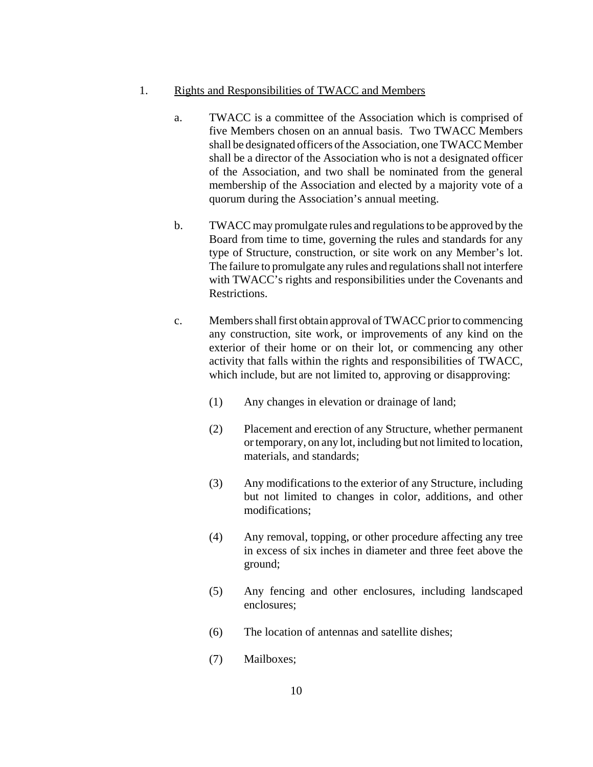1. <u>Rights and Responsibilities of TWACC and Members</u>

   a. TWACC is a committee of the Association which is comprised of five Members chosen on an annual basis. Two TWACC Members shall be designated officers of the Association, one TWACC Member shall be a director of the Association who is not a designated officer of the Association, and two shall be nominated from the general membership of the Association and elected by a majority vote of a quorum during the Association's annual meeting.

   b. TWACC may promulgate rules and regulations to be approved by the Board from time to time, governing the rules and standards for any type of Structure, construction, or site work on any Member's lot. The failure to promulgate any rules and regulations shall not interfere with TWACC's rights and responsibilities under the Covenants and Restrictions.

   c. Members shall first obtain approval of TWACC prior to commencing any construction, site work, or improvements of any kind on the exterior of their home or on their lot, or commencing any other activity that falls within the rights and responsibilities of TWACC, which include, but are not limited to, approving or disapproving:

      (1) Any changes in elevation or drainage of land;

      (2) Placement and erection of any Structure, whether permanent or temporary, on any lot, including but not limited to location, materials, and standards;

      (3) Any modifications to the exterior of any Structure, including but not limited to changes in color, additions, and other modifications;

      (4) Any removal, topping, or other procedure affecting any tree in excess of six inches in diameter and three feet above the ground;

      (5) Any fencing and other enclosures, including landscaped enclosures;

      (6) The location of antennas and satellite dishes;

      (7) Mailboxes;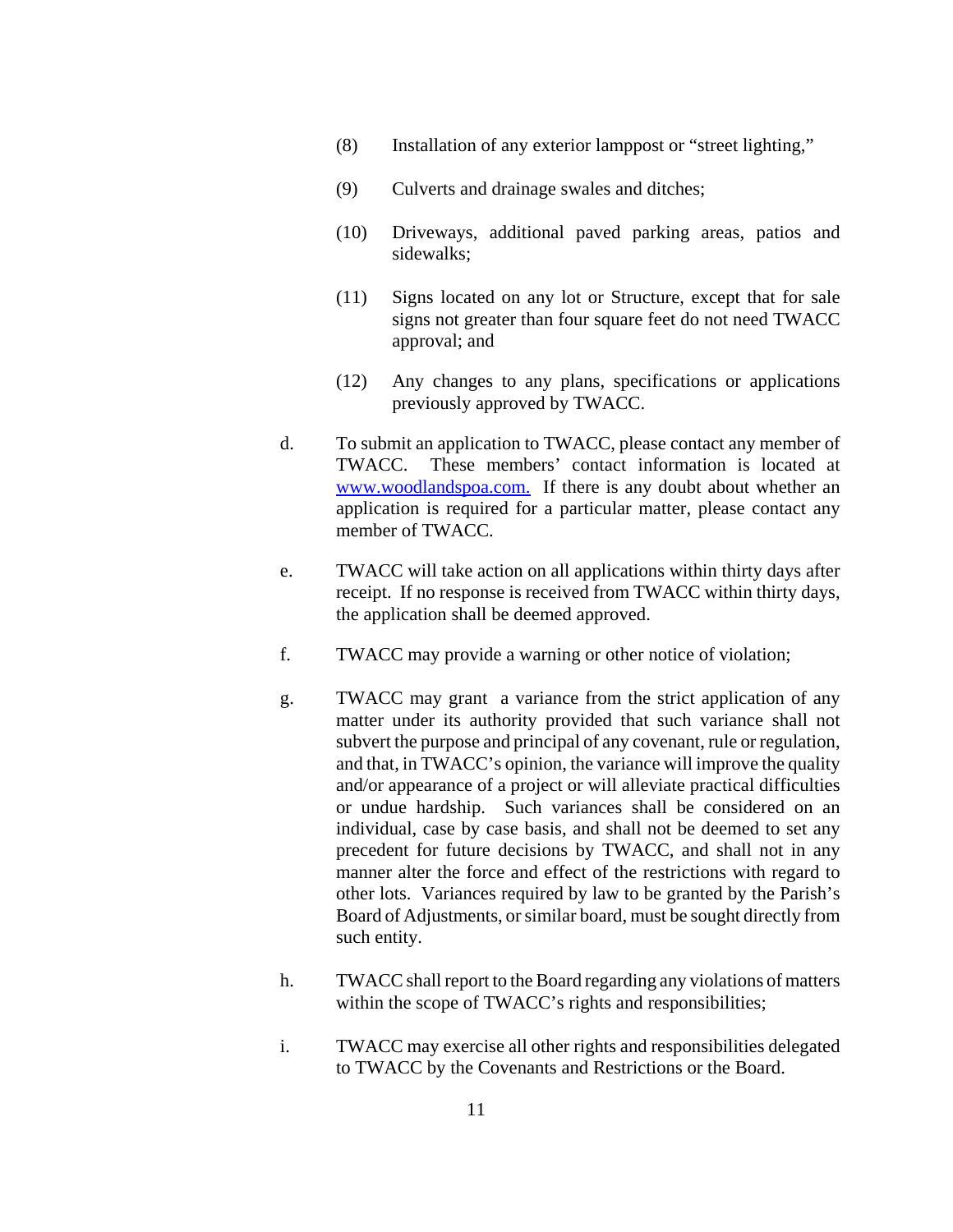(8) Installation of any exterior lamppost or "street lighting,"

(9) Culverts and drainage swales and ditches;

(10) Driveways, additional paved parking areas, patios and sidewalks;

(11) Signs located on any lot or Structure, except that for sale signs not greater than four square feet do not need TWACC approval; and

(12) Any changes to any plans, specifications or applications previously approved by TWACC.

d. To submit an application to TWACC, please contact any member of TWACC. These members' contact information is located at [www.woodlandspoa.com.](http://www.woodlandspoa.com) If there is any doubt about whether an application is required for a particular matter, please contact any member of TWACC.

e. TWACC will take action on all applications within thirty days after receipt. If no response is received from TWACC within thirty days, the application shall be deemed approved.

f. TWACC may provide a warning or other notice of violation;

g. TWACC may grant a variance from the strict application of any matter under its authority provided that such variance shall not subvert the purpose and principal of any covenant, rule or regulation, and that, in TWACC's opinion, the variance will improve the quality and/or appearance of a project or will alleviate practical difficulties or undue hardship. Such variances shall be considered on an individual, case by case basis, and shall not be deemed to set any precedent for future decisions by TWACC, and shall not in any manner alter the force and effect of the restrictions with regard to other lots. Variances required by law to be granted by the Parish's Board of Adjustments, or similar board, must be sought directly from such entity.

h. TWACC shall report to the Board regarding any violations of matters within the scope of TWACC's rights and responsibilities;

i. TWACC may exercise all other rights and responsibilities delegated to TWACC by the Covenants and Restrictions or the Board.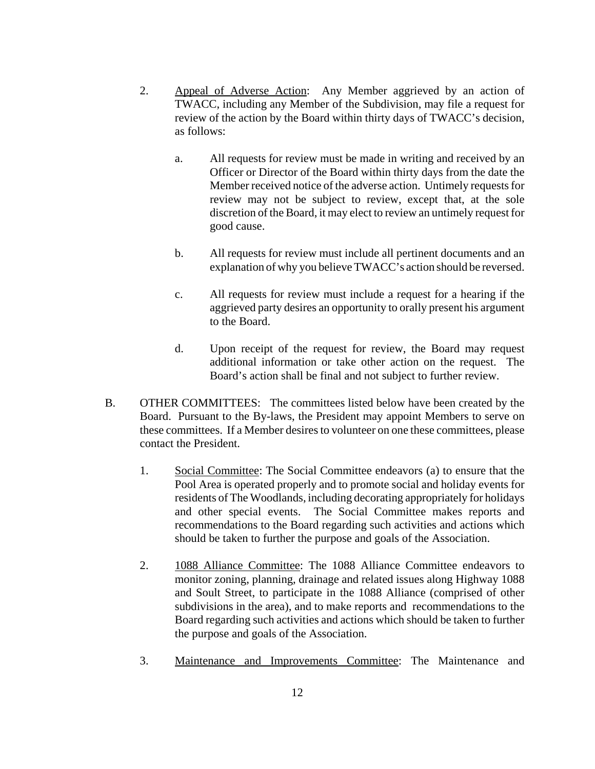2. Appeal of Adverse Action: Any Member aggrieved by an action of TWACC, including any Member of the Subdivision, may file a request for review of the action by the Board within thirty days of TWACC's decision, as follows:

   a. All requests for review must be made in writing and received by an Officer or Director of the Board within thirty days from the date the Member received notice of the adverse action. Untimely requests for review may not be subject to review, except that, at the sole discretion of the Board, it may elect to review an untimely request for good cause.

   b. All requests for review must include all pertinent documents and an explanation of why you believe TWACC's action should be reversed.

   c. All requests for review must include a request for a hearing if the aggrieved party desires an opportunity to orally present his argument to the Board.

   d. Upon receipt of the request for review, the Board may request additional information or take other action on the request. The Board's action shall be final and not subject to further review.

B. OTHER COMMITTEES: The committees listed below have been created by the Board. Pursuant to the By-laws, the President may appoint Members to serve on these committees. If a Member desires to volunteer on one these committees, please contact the President.

   1. Social Committee: The Social Committee endeavors (a) to ensure that the Pool Area is operated properly and to promote social and holiday events for residents of The Woodlands, including decorating appropriately for holidays and other special events. The Social Committee makes reports and recommendations to the Board regarding such activities and actions which should be taken to further the purpose and goals of the Association.

   2. 1088 Alliance Committee: The 1088 Alliance Committee endeavors to monitor zoning, planning, drainage and related issues along Highway 1088 and Soult Street, to participate in the 1088 Alliance (comprised of other subdivisions in the area), and to make reports and recommendations to the Board regarding such activities and actions which should be taken to further the purpose and goals of the Association.

   3. Maintenance and Improvements Committee: The Maintenance and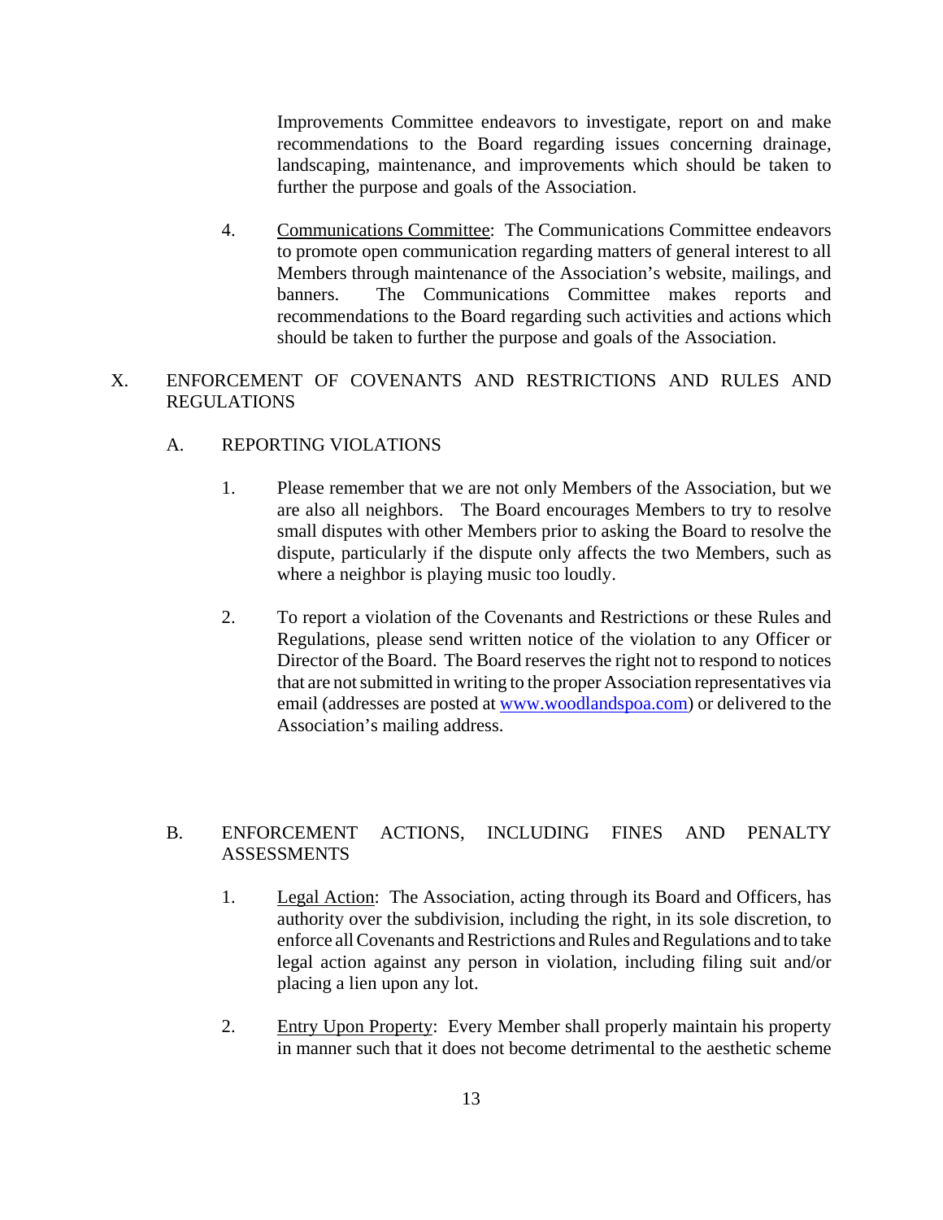Improvements Committee endeavors to investigate, report on and make recommendations to the Board regarding issues concerning drainage, landscaping, maintenance, and improvements which should be taken to further the purpose and goals of the Association.

4. Communications Committee: The Communications Committee endeavors to promote open communication regarding matters of general interest to all Members through maintenance of the Association's website, mailings, and banners. The Communications Committee makes reports and recommendations to the Board regarding such activities and actions which should be taken to further the purpose and goals of the Association.

## X. ENFORCEMENT OF COVENANTS AND RESTRICTIONS AND RULES AND REGULATIONS

### A. REPORTING VIOLATIONS

1. Please remember that we are not only Members of the Association, but we are also all neighbors. The Board encourages Members to try to resolve small disputes with other Members prior to asking the Board to resolve the dispute, particularly if the dispute only affects the two Members, such as where a neighbor is playing music too loudly.

2. To report a violation of the Covenants and Restrictions or these Rules and Regulations, please send written notice of the violation to any Officer or Director of the Board. The Board reserves the right not to respond to notices that are not submitted in writing to the proper Association representatives via email (addresses are posted at [www.woodlandspoa.com](http://www.woodlandspoa.com)) or delivered to the Association's mailing address.

### B. ENFORCEMENT ACTIONS, INCLUDING FINES AND PENALTY ASSESSMENTS

1. Legal Action: The Association, acting through its Board and Officers, has authority over the subdivision, including the right, in its sole discretion, to enforce all Covenants and Restrictions and Rules and Regulations and to take legal action against any person in violation, including filing suit and/or placing a lien upon any lot.

2. Entry Upon Property: Every Member shall properly maintain his property in manner such that it does not become detrimental to the aesthetic scheme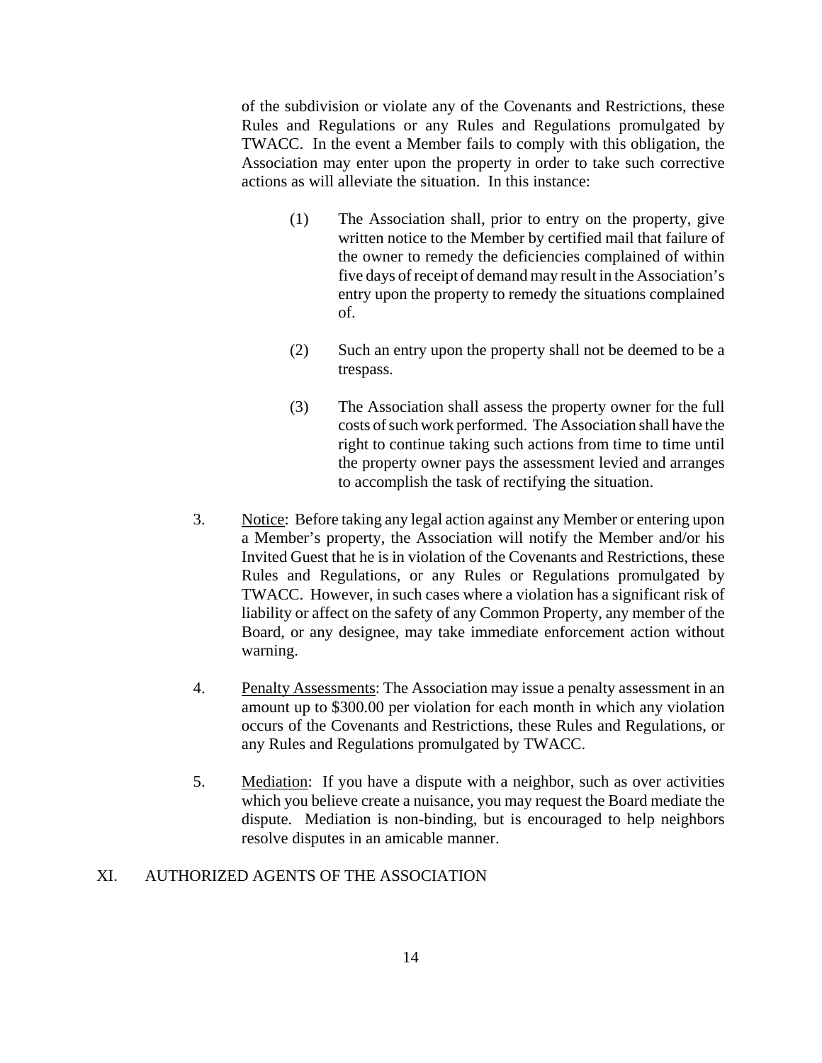of the subdivision or violate any of the Covenants and Restrictions, these Rules and Regulations or any Rules and Regulations promulgated by TWACC. In the event a Member fails to comply with this obligation, the Association may enter upon the property in order to take such corrective actions as will alleviate the situation. In this instance:

(1) The Association shall, prior to entry on the property, give written notice to the Member by certified mail that failure of the owner to remedy the deficiencies complained of within five days of receipt of demand may result in the Association's entry upon the property to remedy the situations complained of.

(2) Such an entry upon the property shall not be deemed to be a trespass.

(3) The Association shall assess the property owner for the full costs of such work performed. The Association shall have the right to continue taking such actions from time to time until the property owner pays the assessment levied and arranges to accomplish the task of rectifying the situation.

3. Notice: Before taking any legal action against any Member or entering upon a Member's property, the Association will notify the Member and/or his Invited Guest that he is in violation of the Covenants and Restrictions, these Rules and Regulations, or any Rules or Regulations promulgated by TWACC. However, in such cases where a violation has a significant risk of liability or affect on the safety of any Common Property, any member of the Board, or any designee, may take immediate enforcement action without warning.

4. Penalty Assessments: The Association may issue a penalty assessment in an amount up to $300.00 per violation for each month in which any violation occurs of the Covenants and Restrictions, these Rules and Regulations, or any Rules and Regulations promulgated by TWACC.

5. Mediation: If you have a dispute with a neighbor, such as over activities which you believe create a nuisance, you may request the Board mediate the dispute. Mediation is non-binding, but is encouraged to help neighbors resolve disputes in an amicable manner.

## XI. AUTHORIZED AGENTS OF THE ASSOCIATION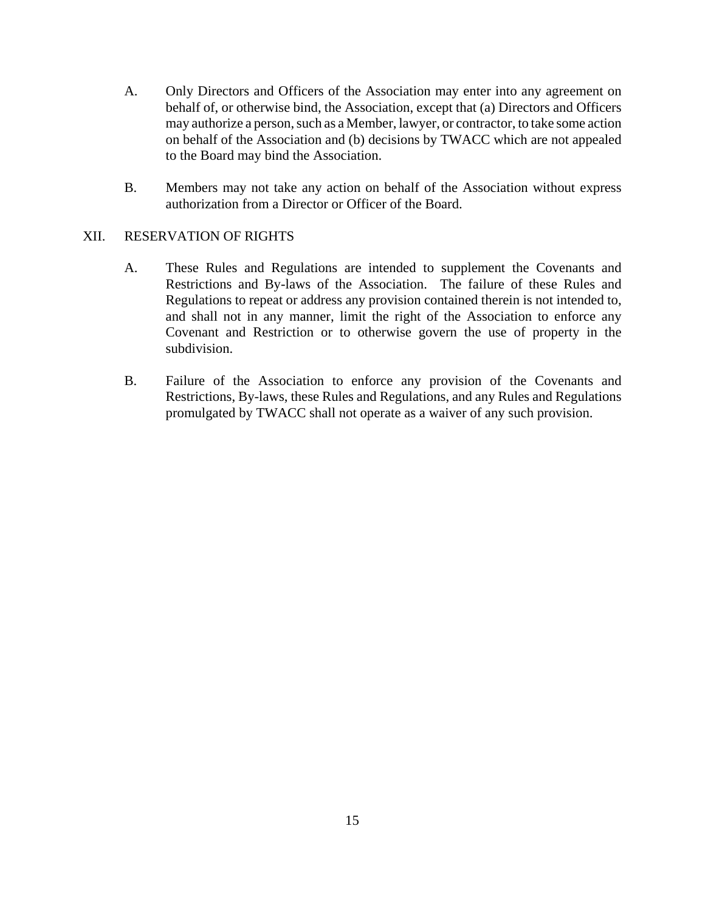A. Only Directors and Officers of the Association may enter into any agreement on behalf of, or otherwise bind, the Association, except that (a) Directors and Officers may authorize a person, such as a Member, lawyer, or contractor, to take some action on behalf of the Association and (b) decisions by TWACC which are not appealed to the Board may bind the Association.

B. Members may not take any action on behalf of the Association without express authorization from a Director or Officer of the Board.

## XII. RESERVATION OF RIGHTS

A. These Rules and Regulations are intended to supplement the Covenants and Restrictions and By-laws of the Association. The failure of these Rules and Regulations to repeat or address any provision contained therein is not intended to, and shall not in any manner, limit the right of the Association to enforce any Covenant and Restriction or to otherwise govern the use of property in the subdivision.

B. Failure of the Association to enforce any provision of the Covenants and Restrictions, By-laws, these Rules and Regulations, and any Rules and Regulations promulgated by TWACC shall not operate as a waiver of any such provision.